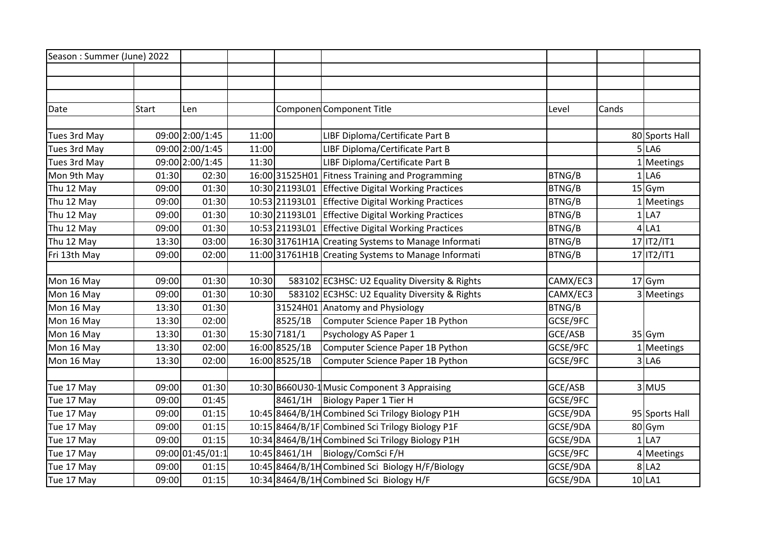| Season : Summer (June) 2022 | | | | | | | | |
|---|---|---|---|---|---|---|---|---|
| | | | | | | | | |
| | | | | | | | | |
| | | | | | | | | |
| Date | Start | Len | | Componen | Component Title | Level | Cands | |
| | | | | | | | | |
| Tues 3rd May | 09:00 | 2:00/1:45 | 11:00 | | LIBF Diploma/Certificate Part B | | 80 | Sports Hall |
| Tues 3rd May | 09:00 | 2:00/1:45 | 11:00 | | LIBF Diploma/Certificate Part B | | 5 | LA6 |
| Tues 3rd May | 09:00 | 2:00/1:45 | 11:30 | | LIBF Diploma/Certificate Part B | | 1 | Meetings |
| Mon 9th May | 01:30 | 02:30 | 16:00 | 31525H01 | Fitness Training and Programming | BTNG/B | 1 | LA6 |
| Thu 12 May | 09:00 | 01:30 | 10:30 | 21193L01 | Effective Digital Working Practices | BTNG/B | 15 | Gym |
| Thu 12 May | 09:00 | 01:30 | 10:53 | 21193L01 | Effective Digital Working Practices | BTNG/B | 1 | Meetings |
| Thu 12 May | 09:00 | 01:30 | 10:30 | 21193L01 | Effective Digital Working Practices | BTNG/B | 1 | LA7 |
| Thu 12 May | 09:00 | 01:30 | 10:53 | 21193L01 | Effective Digital Working Practices | BTNG/B | 4 | LA1 |
| Thu 12 May | 13:30 | 03:00 | 16:30 | 31761H1A | Creating Systems to Manage Informati | BTNG/B | 17 | IT2/IT1 |
| Fri 13th May | 09:00 | 02:00 | 11:00 | 31761H1B | Creating Systems to Manage Informati | BTNG/B | 17 | IT2/IT1 |
| | | | | | | | | |
| Mon 16 May | 09:00 | 01:30 | 10:30 | 583102 | EC3HSC: U2 Equality Diversity & Rights | CAMX/EC3 | 17 | Gym |
| Mon 16 May | 09:00 | 01:30 | 10:30 | 583102 | EC3HSC: U2 Equality Diversity & Rights | CAMX/EC3 | 3 | Meetings |
| Mon 16 May | 13:30 | 01:30 | | 31524H01 | Anatomy and Physiology | BTNG/B | | |
| Mon 16 May | 13:30 | 02:00 | | 8525/1B | Computer Science Paper 1B Python | GCSE/9FC | | |
| Mon 16 May | 13:30 | 01:30 | 15:30 | 7181/1 | Psychology AS Paper 1 | GCE/ASB | 35 | Gym |
| Mon 16 May | 13:30 | 02:00 | 16:00 | 8525/1B | Computer Science Paper 1B Python | GCSE/9FC | 1 | Meetings |
| Mon 16 May | 13:30 | 02:00 | 16:00 | 8525/1B | Computer Science Paper 1B Python | GCSE/9FC | 3 | LA6 |
| | | | | | | | | |
| Tue 17 May | 09:00 | 01:30 | 10:30 | B660U30-1 | Music Component 3 Appraising | GCE/ASB | 3 | MU5 |
| Tue 17 May | 09:00 | 01:45 | | 8461/1H | Biology Paper 1 Tier H | GCSE/9FC | | |
| Tue 17 May | 09:00 | 01:15 | 10:45 | 8464/B/1H | Combined Sci Trilogy Biology P1H | GCSE/9DA | 95 | Sports Hall |
| Tue 17 May | 09:00 | 01:15 | 10:15 | 8464/B/1F | Combined Sci Trilogy Biology P1F | GCSE/9DA | 80 | Gym |
| Tue 17 May | 09:00 | 01:15 | 10:34 | 8464/B/1H | Combined Sci Trilogy Biology P1H | GCSE/9DA | 1 | LA7 |
| Tue 17 May | 09:00 | 01:45/01:1 | 10:45 | 8461/1H | Biology/ComSci F/H | GCSE/9FC | 4 | Meetings |
| Tue 17 May | 09:00 | 01:15 | 10:45 | 8464/B/1H | Combined Sci Biology H/F/Biology | GCSE/9DA | 8 | LA2 |
| Tue 17 May | 09:00 | 01:15 | 10:34 | 8464/B/1H | Combined Sci Biology H/F | GCSE/9DA | 10 | LA1 |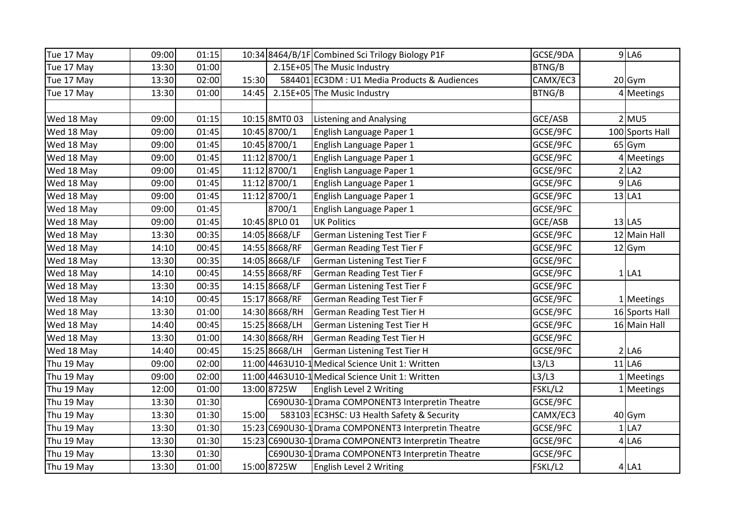| | | | | | | | | |
|---|---|---|---|---|---|---|---|---|
| Tue 17 May | 09:00 | 01:15 | 10:34 | 8464/B/1F | Combined Sci Trilogy Biology P1F | GCSE/9DA | 9 | LA6 |
| Tue 17 May | 13:30 | 01:00 | | 2.15E+05 | The Music Industry | BTNG/B | | |
| Tue 17 May | 13:30 | 02:00 | 15:30 | 584401 | EC3DM : U1 Media Products & Audiences | CAMX/EC3 | 20 | Gym |
| Tue 17 May | 13:30 | 01:00 | 14:45 | 2.15E+05 | The Music Industry | BTNG/B | 4 | Meetings |
| | | | | | | | | |
| Wed 18 May | 09:00 | 01:15 | 10:15 | 8MT0 03 | Listening and Analysing | GCE/ASB | 2 | MU5 |
| Wed 18 May | 09:00 | 01:45 | 10:45 | 8700/1 | English Language Paper 1 | GCSE/9FC | 100 | Sports Hall |
| Wed 18 May | 09:00 | 01:45 | 10:45 | 8700/1 | English Language Paper 1 | GCSE/9FC | 65 | Gym |
| Wed 18 May | 09:00 | 01:45 | 11:12 | 8700/1 | English Language Paper 1 | GCSE/9FC | 4 | Meetings |
| Wed 18 May | 09:00 | 01:45 | 11:12 | 8700/1 | English Language Paper 1 | GCSE/9FC | 2 | LA2 |
| Wed 18 May | 09:00 | 01:45 | 11:12 | 8700/1 | English Language Paper 1 | GCSE/9FC | 9 | LA6 |
| Wed 18 May | 09:00 | 01:45 | 11:12 | 8700/1 | English Language Paper 1 | GCSE/9FC | 13 | LA1 |
| Wed 18 May | 09:00 | 01:45 | | 8700/1 | English Language Paper 1 | GCSE/9FC | | |
| Wed 18 May | 09:00 | 01:45 | 10:45 | 8PL0 01 | UK Politics | GCE/ASB | 13 | LA5 |
| Wed 18 May | 13:30 | 00:35 | 14:05 | 8668/LF | German Listening Test Tier F | GCSE/9FC | 12 | Main Hall |
| Wed 18 May | 14:10 | 00:45 | 14:55 | 8668/RF | German Reading Test Tier F | GCSE/9FC | 12 | Gym |
| Wed 18 May | 13:30 | 00:35 | 14:05 | 8668/LF | German Listening Test Tier F | GCSE/9FC | | |
| Wed 18 May | 14:10 | 00:45 | 14:55 | 8668/RF | German Reading Test Tier F | GCSE/9FC | 1 | LA1 |
| Wed 18 May | 13:30 | 00:35 | 14:15 | 8668/LF | German Listening Test Tier F | GCSE/9FC | | |
| Wed 18 May | 14:10 | 00:45 | 15:17 | 8668/RF | German Reading Test Tier F | GCSE/9FC | 1 | Meetings |
| Wed 18 May | 13:30 | 01:00 | 14:30 | 8668/RH | German Reading Test Tier H | GCSE/9FC | 16 | Sports Hall |
| Wed 18 May | 14:40 | 00:45 | 15:25 | 8668/LH | German Listening Test Tier H | GCSE/9FC | 16 | Main Hall |
| Wed 18 May | 13:30 | 01:00 | 14:30 | 8668/RH | German Reading Test Tier H | GCSE/9FC | | |
| Wed 18 May | 14:40 | 00:45 | 15:25 | 8668/LH | German Listening Test Tier H | GCSE/9FC | 2 | LA6 |
| Thu 19 May | 09:00 | 02:00 | 11:00 | 4463U10-1 | Medical Science Unit 1: Written | L3/L3 | 11 | LA6 |
| Thu 19 May | 09:00 | 02:00 | 11:00 | 4463U10-1 | Medical Science Unit 1: Written | L3/L3 | 1 | Meetings |
| Thu 19 May | 12:00 | 01:00 | 13:00 | 8725W | English Level 2 Writing | FSKL/L2 | 1 | Meetings |
| Thu 19 May | 13:30 | 01:30 | | C690U30-1 | Drama COMPONENT3 Interpretin Theatre | GCSE/9FC | | |
| Thu 19 May | 13:30 | 01:30 | 15:00 | 583103 | EC3HSC: U3 Health Safety & Security | CAMX/EC3 | 40 | Gym |
| Thu 19 May | 13:30 | 01:30 | 15:23 | C690U30-1 | Drama COMPONENT3 Interpretin Theatre | GCSE/9FC | 1 | LA7 |
| Thu 19 May | 13:30 | 01:30 | 15:23 | C690U30-1 | Drama COMPONENT3 Interpretin Theatre | GCSE/9FC | 4 | LA6 |
| Thu 19 May | 13:30 | 01:30 | | C690U30-1 | Drama COMPONENT3 Interpretin Theatre | GCSE/9FC | | |
| Thu 19 May | 13:30 | 01:00 | 15:00 | 8725W | English Level 2 Writing | FSKL/L2 | 4 | LA1 |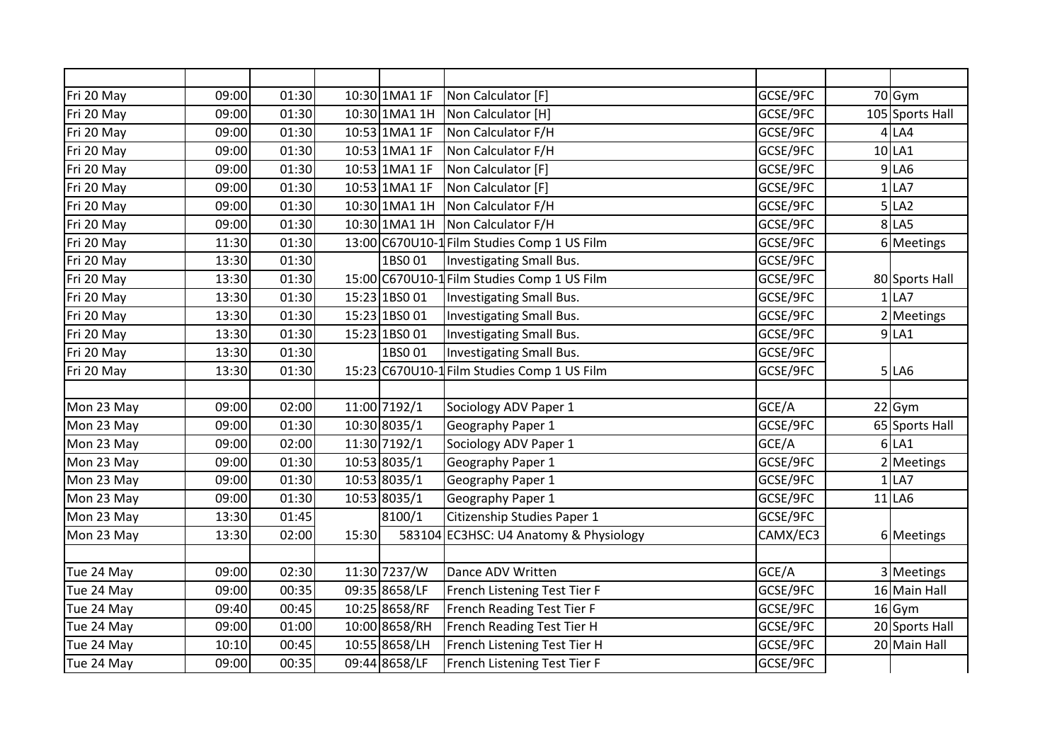| | | | | | | | | |
|---|---|---|---|---|---|---|---|---|
| Fri 20 May | 09:00 | 01:30 | 10:30 | 1MA1 1F | Non Calculator [F] | GCSE/9FC | 70 | Gym |
| Fri 20 May | 09:00 | 01:30 | 10:30 | 1MA1 1H | Non Calculator [H] | GCSE/9FC | 105 | Sports Hall |
| Fri 20 May | 09:00 | 01:30 | 10:53 | 1MA1 1F | Non Calculator F/H | GCSE/9FC | 4 | LA4 |
| Fri 20 May | 09:00 | 01:30 | 10:53 | 1MA1 1F | Non Calculator F/H | GCSE/9FC | 10 | LA1 |
| Fri 20 May | 09:00 | 01:30 | 10:53 | 1MA1 1F | Non Calculator [F] | GCSE/9FC | 9 | LA6 |
| Fri 20 May | 09:00 | 01:30 | 10:53 | 1MA1 1F | Non Calculator [F] | GCSE/9FC | 1 | LA7 |
| Fri 20 May | 09:00 | 01:30 | 10:30 | 1MA1 1H | Non Calculator F/H | GCSE/9FC | 5 | LA2 |
| Fri 20 May | 09:00 | 01:30 | 10:30 | 1MA1 1H | Non Calculator F/H | GCSE/9FC | 8 | LA5 |
| Fri 20 May | 11:30 | 01:30 | 13:00 | C670U10-1 | Film Studies Comp 1 US Film | GCSE/9FC | 6 | Meetings |
| Fri 20 May | 13:30 | 01:30 | | 1BS0 01 | Investigating Small Bus. | GCSE/9FC | | |
| Fri 20 May | 13:30 | 01:30 | 15:00 | C670U10-1 | Film Studies Comp 1 US Film | GCSE/9FC | 80 | Sports Hall |
| Fri 20 May | 13:30 | 01:30 | 15:23 | 1BS0 01 | Investigating Small Bus. | GCSE/9FC | 1 | LA7 |
| Fri 20 May | 13:30 | 01:30 | 15:23 | 1BS0 01 | Investigating Small Bus. | GCSE/9FC | 2 | Meetings |
| Fri 20 May | 13:30 | 01:30 | 15:23 | 1BS0 01 | Investigating Small Bus. | GCSE/9FC | 9 | LA1 |
| Fri 20 May | 13:30 | 01:30 | | 1BS0 01 | Investigating Small Bus. | GCSE/9FC | | |
| Fri 20 May | 13:30 | 01:30 | 15:23 | C670U10-1 | Film Studies Comp 1 US Film | GCSE/9FC | 5 | LA6 |
| | | | | | | | | |
| Mon 23 May | 09:00 | 02:00 | 11:00 | 7192/1 | Sociology ADV Paper 1 | GCE/A | 22 | Gym |
| Mon 23 May | 09:00 | 01:30 | 10:30 | 8035/1 | Geography Paper 1 | GCSE/9FC | 65 | Sports Hall |
| Mon 23 May | 09:00 | 02:00 | 11:30 | 7192/1 | Sociology ADV Paper 1 | GCE/A | 6 | LA1 |
| Mon 23 May | 09:00 | 01:30 | 10:53 | 8035/1 | Geography Paper 1 | GCSE/9FC | 2 | Meetings |
| Mon 23 May | 09:00 | 01:30 | 10:53 | 8035/1 | Geography Paper 1 | GCSE/9FC | 1 | LA7 |
| Mon 23 May | 09:00 | 01:30 | 10:53 | 8035/1 | Geography Paper 1 | GCSE/9FC | 11 | LA6 |
| Mon 23 May | 13:30 | 01:45 | | 8100/1 | Citizenship Studies Paper 1 | GCSE/9FC | | |
| Mon 23 May | 13:30 | 02:00 | 15:30 | 583104 | EC3HSC: U4 Anatomy & Physiology | CAMX/EC3 | 6 | Meetings |
| | | | | | | | | |
| Tue 24 May | 09:00 | 02:30 | 11:30 | 7237/W | Dance ADV Written | GCE/A | 3 | Meetings |
| Tue 24 May | 09:00 | 00:35 | 09:35 | 8658/LF | French Listening Test Tier F | GCSE/9FC | 16 | Main Hall |
| Tue 24 May | 09:40 | 00:45 | 10:25 | 8658/RF | French Reading Test Tier F | GCSE/9FC | 16 | Gym |
| Tue 24 May | 09:00 | 01:00 | 10:00 | 8658/RH | French Reading Test Tier H | GCSE/9FC | 20 | Sports Hall |
| Tue 24 May | 10:10 | 00:45 | 10:55 | 8658/LH | French Listening Test Tier H | GCSE/9FC | 20 | Main Hall |
| Tue 24 May | 09:00 | 00:35 | 09:44 | 8658/LF | French Listening Test Tier F | GCSE/9FC | | |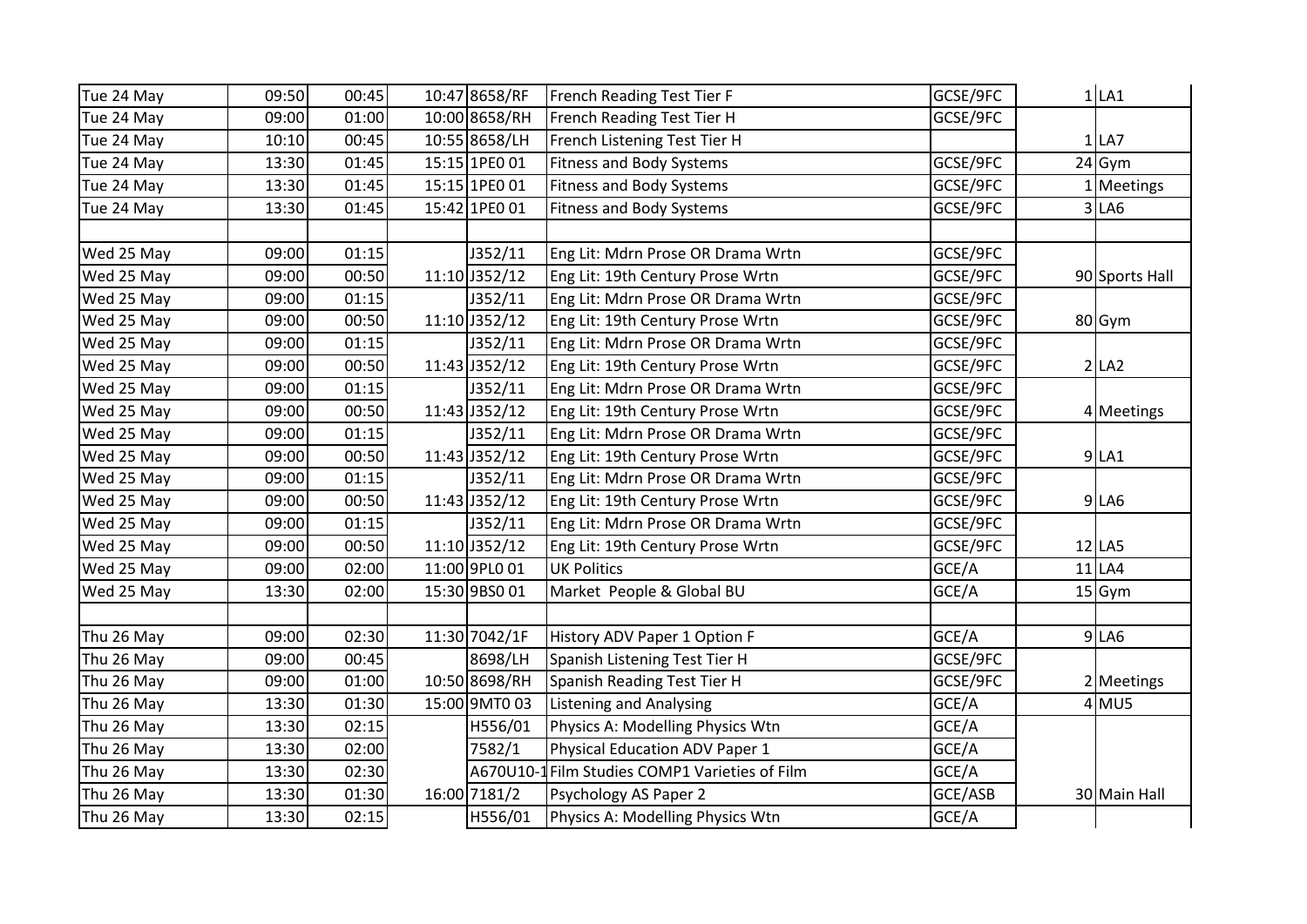| | | | | | | | | |
|---|---|---|---|---|---|---|---|---|
| Tue 24 May | 09:50 | 00:45 | 10:47 | 8658/RF | French Reading Test Tier F | GCSE/9FC | 1 | LA1 |
| Tue 24 May | 09:00 | 01:00 | 10:00 | 8658/RH | French Reading Test Tier H | GCSE/9FC | | |
| Tue 24 May | 10:10 | 00:45 | 10:55 | 8658/LH | French Listening Test Tier H | | 1 | LA7 |
| Tue 24 May | 13:30 | 01:45 | 15:15 | 1PE0 01 | Fitness and Body Systems | GCSE/9FC | 24 | Gym |
| Tue 24 May | 13:30 | 01:45 | 15:15 | 1PE0 01 | Fitness and Body Systems | GCSE/9FC | 1 | Meetings |
| Tue 24 May | 13:30 | 01:45 | 15:42 | 1PE0 01 | Fitness and Body Systems | GCSE/9FC | 3 | LA6 |
| | | | | | | | | |
| Wed 25 May | 09:00 | 01:15 | | J352/11 | Eng Lit: Mdrn Prose OR Drama Wrtn | GCSE/9FC | | |
| Wed 25 May | 09:00 | 00:50 | 11:10 | J352/12 | Eng Lit: 19th Century Prose Wrtn | GCSE/9FC | 90 | Sports Hall |
| Wed 25 May | 09:00 | 01:15 | | J352/11 | Eng Lit: Mdrn Prose OR Drama Wrtn | GCSE/9FC | | |
| Wed 25 May | 09:00 | 00:50 | 11:10 | J352/12 | Eng Lit: 19th Century Prose Wrtn | GCSE/9FC | 80 | Gym |
| Wed 25 May | 09:00 | 01:15 | | J352/11 | Eng Lit: Mdrn Prose OR Drama Wrtn | GCSE/9FC | | |
| Wed 25 May | 09:00 | 00:50 | 11:43 | J352/12 | Eng Lit: 19th Century Prose Wrtn | GCSE/9FC | 2 | LA2 |
| Wed 25 May | 09:00 | 01:15 | | J352/11 | Eng Lit: Mdrn Prose OR Drama Wrtn | GCSE/9FC | | |
| Wed 25 May | 09:00 | 00:50 | 11:43 | J352/12 | Eng Lit: 19th Century Prose Wrtn | GCSE/9FC | 4 | Meetings |
| Wed 25 May | 09:00 | 01:15 | | J352/11 | Eng Lit: Mdrn Prose OR Drama Wrtn | GCSE/9FC | | |
| Wed 25 May | 09:00 | 00:50 | 11:43 | J352/12 | Eng Lit: 19th Century Prose Wrtn | GCSE/9FC | 9 | LA1 |
| Wed 25 May | 09:00 | 01:15 | | J352/11 | Eng Lit: Mdrn Prose OR Drama Wrtn | GCSE/9FC | | |
| Wed 25 May | 09:00 | 00:50 | 11:43 | J352/12 | Eng Lit: 19th Century Prose Wrtn | GCSE/9FC | 9 | LA6 |
| Wed 25 May | 09:00 | 01:15 | | J352/11 | Eng Lit: Mdrn Prose OR Drama Wrtn | GCSE/9FC | | |
| Wed 25 May | 09:00 | 00:50 | 11:10 | J352/12 | Eng Lit: 19th Century Prose Wrtn | GCSE/9FC | 12 | LA5 |
| Wed 25 May | 09:00 | 02:00 | 11:00 | 9PL0 01 | UK Politics | GCE/A | 11 | LA4 |
| Wed 25 May | 13:30 | 02:00 | 15:30 | 9BS0 01 | Market People & Global BU | GCE/A | 15 | Gym |
| | | | | | | | | |
| Thu 26 May | 09:00 | 02:30 | 11:30 | 7042/1F | History ADV Paper 1 Option F | GCE/A | 9 | LA6 |
| Thu 26 May | 09:00 | 00:45 | | 8698/LH | Spanish Listening Test Tier H | GCSE/9FC | | |
| Thu 26 May | 09:00 | 01:00 | 10:50 | 8698/RH | Spanish Reading Test Tier H | GCSE/9FC | 2 | Meetings |
| Thu 26 May | 13:30 | 01:30 | 15:00 | 9MT0 03 | Listening and Analysing | GCE/A | 4 | MU5 |
| Thu 26 May | 13:30 | 02:15 | | H556/01 | Physics A: Modelling Physics Wtn | GCE/A | | |
| Thu 26 May | 13:30 | 02:00 | | 7582/1 | Physical Education ADV Paper 1 | GCE/A | | |
| Thu 26 May | 13:30 | 02:30 | | A670U10-1 | Film Studies COMP1 Varieties of Film | GCE/A | | |
| Thu 26 May | 13:30 | 01:30 | 16:00 | 7181/2 | Psychology AS Paper 2 | GCE/ASB | 30 | Main Hall |
| Thu 26 May | 13:30 | 02:15 | | H556/01 | Physics A: Modelling Physics Wtn | GCE/A | | |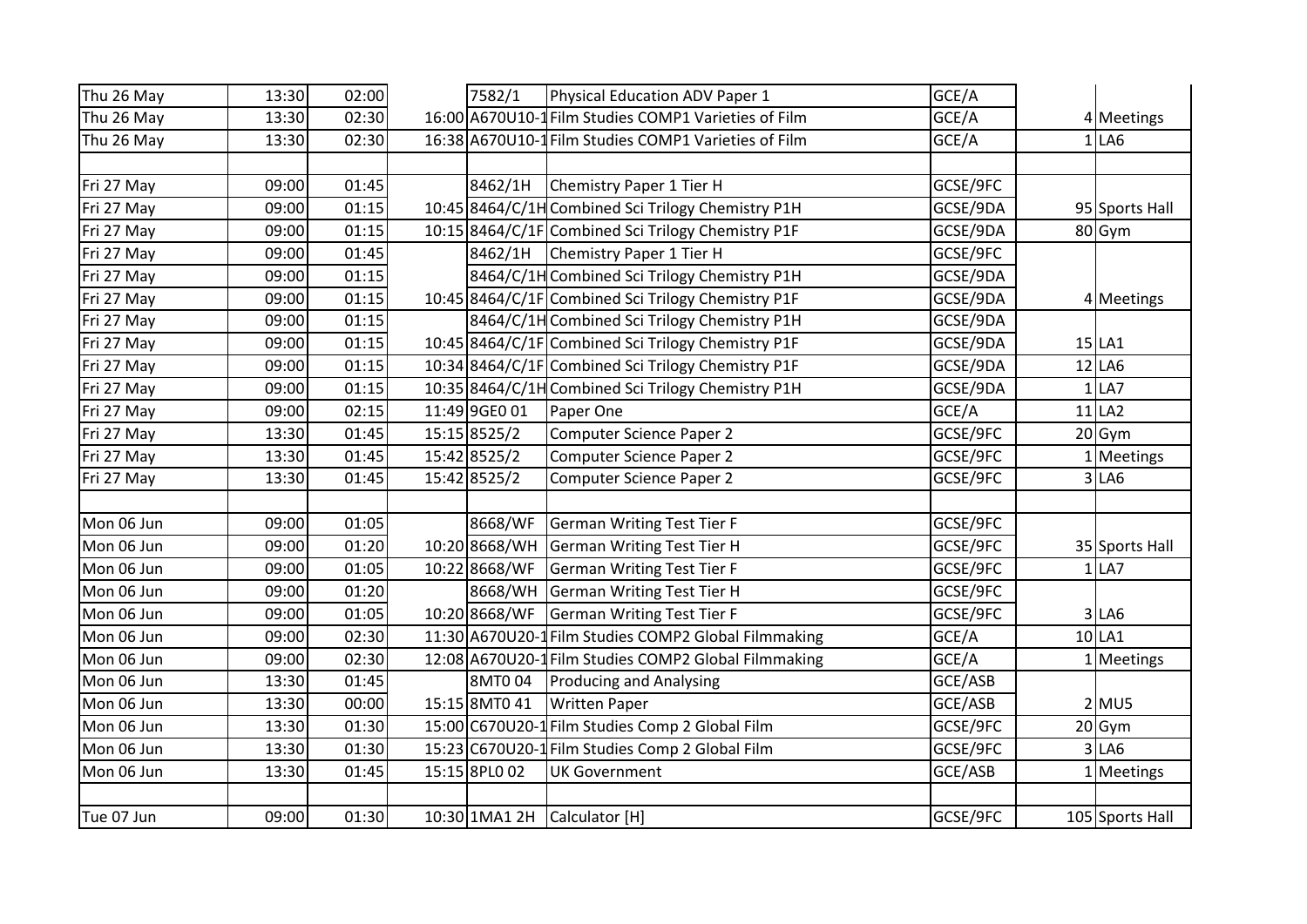| | | | | | | | | |
|---|---|---|---|---|---|---|---|---|
| Thu 26 May | 13:30 | 02:00 | | 7582/1 | Physical Education ADV Paper 1 | GCE/A | | |
| Thu 26 May | 13:30 | 02:30 | 16:00 | A670U10-1 | Film Studies COMP1 Varieties of Film | GCE/A | 4 | Meetings |
| Thu 26 May | 13:30 | 02:30 | 16:38 | A670U10-1 | Film Studies COMP1 Varieties of Film | GCE/A | 1 | LA6 |
| | | | | | | | | |
| Fri 27 May | 09:00 | 01:45 | | 8462/1H | Chemistry Paper 1 Tier H | GCSE/9FC | | |
| Fri 27 May | 09:00 | 01:15 | 10:45 | 8464/C/1H | Combined Sci Trilogy Chemistry P1H | GCSE/9DA | 95 | Sports Hall |
| Fri 27 May | 09:00 | 01:15 | 10:15 | 8464/C/1F | Combined Sci Trilogy Chemistry P1F | GCSE/9DA | 80 | Gym |
| Fri 27 May | 09:00 | 01:45 | | 8462/1H | Chemistry Paper 1 Tier H | GCSE/9FC | | |
| Fri 27 May | 09:00 | 01:15 | | 8464/C/1H | Combined Sci Trilogy Chemistry P1H | GCSE/9DA | | |
| Fri 27 May | 09:00 | 01:15 | 10:45 | 8464/C/1F | Combined Sci Trilogy Chemistry P1F | GCSE/9DA | 4 | Meetings |
| Fri 27 May | 09:00 | 01:15 | | 8464/C/1H | Combined Sci Trilogy Chemistry P1H | GCSE/9DA | | |
| Fri 27 May | 09:00 | 01:15 | 10:45 | 8464/C/1F | Combined Sci Trilogy Chemistry P1F | GCSE/9DA | 15 | LA1 |
| Fri 27 May | 09:00 | 01:15 | 10:34 | 8464/C/1F | Combined Sci Trilogy Chemistry P1F | GCSE/9DA | 12 | LA6 |
| Fri 27 May | 09:00 | 01:15 | 10:35 | 8464/C/1H | Combined Sci Trilogy Chemistry P1H | GCSE/9DA | 1 | LA7 |
| Fri 27 May | 09:00 | 02:15 | 11:49 | 9GE0 01 | Paper One | GCE/A | 11 | LA2 |
| Fri 27 May | 13:30 | 01:45 | 15:15 | 8525/2 | Computer Science Paper 2 | GCSE/9FC | 20 | Gym |
| Fri 27 May | 13:30 | 01:45 | 15:42 | 8525/2 | Computer Science Paper 2 | GCSE/9FC | 1 | Meetings |
| Fri 27 May | 13:30 | 01:45 | 15:42 | 8525/2 | Computer Science Paper 2 | GCSE/9FC | 3 | LA6 |
| | | | | | | | | |
| Mon 06 Jun | 09:00 | 01:05 | | 8668/WF | German Writing Test Tier F | GCSE/9FC | | |
| Mon 06 Jun | 09:00 | 01:20 | 10:20 | 8668/WH | German Writing Test Tier H | GCSE/9FC | 35 | Sports Hall |
| Mon 06 Jun | 09:00 | 01:05 | 10:22 | 8668/WF | German Writing Test Tier F | GCSE/9FC | 1 | LA7 |
| Mon 06 Jun | 09:00 | 01:20 | | 8668/WH | German Writing Test Tier H | GCSE/9FC | | |
| Mon 06 Jun | 09:00 | 01:05 | 10:20 | 8668/WF | German Writing Test Tier F | GCSE/9FC | 3 | LA6 |
| Mon 06 Jun | 09:00 | 02:30 | 11:30 | A670U20-1 | Film Studies COMP2 Global Filmmaking | GCE/A | 10 | LA1 |
| Mon 06 Jun | 09:00 | 02:30 | 12:08 | A670U20-1 | Film Studies COMP2 Global Filmmaking | GCE/A | 1 | Meetings |
| Mon 06 Jun | 13:30 | 01:45 | | 8MT0 04 | Producing and Analysing | GCE/ASB | | |
| Mon 06 Jun | 13:30 | 00:00 | 15:15 | 8MT0 41 | Written Paper | GCE/ASB | 2 | MU5 |
| Mon 06 Jun | 13:30 | 01:30 | 15:00 | C670U20-1 | Film Studies Comp 2 Global Film | GCSE/9FC | 20 | Gym |
| Mon 06 Jun | 13:30 | 01:30 | 15:23 | C670U20-1 | Film Studies Comp 2 Global Film | GCSE/9FC | 3 | LA6 |
| Mon 06 Jun | 13:30 | 01:45 | 15:15 | 8PL0 02 | UK Government | GCE/ASB | 1 | Meetings |
| | | | | | | | | |
| Tue 07 Jun | 09:00 | 01:30 | 10:30 | 1MA1 2H | Calculator [H] | GCSE/9FC | 105 | Sports Hall |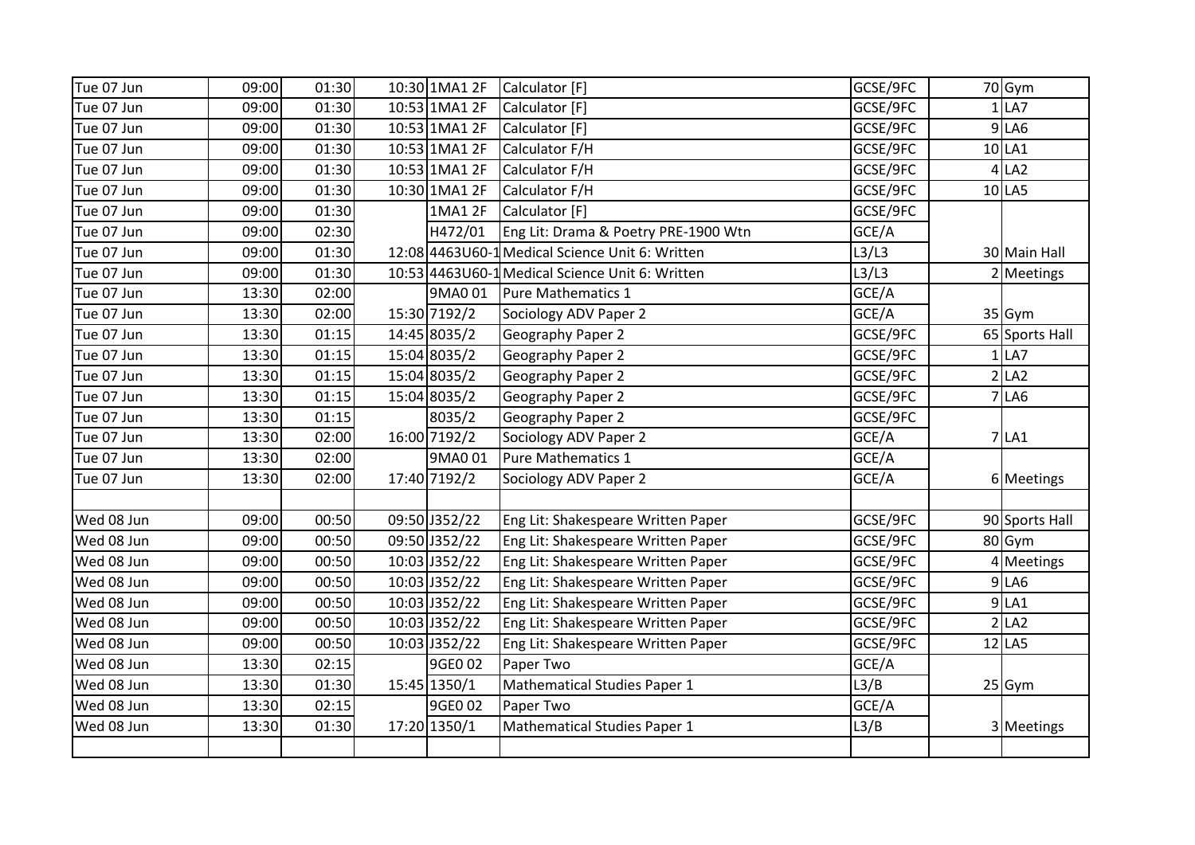| | | | | | | | | |
|---|---|---|---|---|---|---|---|---|
| Tue 07 Jun | 09:00 | 01:30 | 10:30 | 1MA1 2F | Calculator [F] | GCSE/9FC | 70 | Gym |
| Tue 07 Jun | 09:00 | 01:30 | 10:53 | 1MA1 2F | Calculator [F] | GCSE/9FC | 1 | LA7 |
| Tue 07 Jun | 09:00 | 01:30 | 10:53 | 1MA1 2F | Calculator [F] | GCSE/9FC | 9 | LA6 |
| Tue 07 Jun | 09:00 | 01:30 | 10:53 | 1MA1 2F | Calculator F/H | GCSE/9FC | 10 | LA1 |
| Tue 07 Jun | 09:00 | 01:30 | 10:53 | 1MA1 2F | Calculator F/H | GCSE/9FC | 4 | LA2 |
| Tue 07 Jun | 09:00 | 01:30 | 10:30 | 1MA1 2F | Calculator F/H | GCSE/9FC | 10 | LA5 |
| Tue 07 Jun | 09:00 | 01:30 | | 1MA1 2F | Calculator [F] | GCSE/9FC | | |
| Tue 07 Jun | 09:00 | 02:30 | | H472/01 | Eng Lit: Drama & Poetry PRE-1900 Wtn | GCE/A | | |
| Tue 07 Jun | 09:00 | 01:30 | 12:08 | 4463U60-1 | Medical Science Unit 6: Written | L3/L3 | 30 | Main Hall |
| Tue 07 Jun | 09:00 | 01:30 | 10:53 | 4463U60-1 | Medical Science Unit 6: Written | L3/L3 | 2 | Meetings |
| Tue 07 Jun | 13:30 | 02:00 | | 9MA0 01 | Pure Mathematics 1 | GCE/A | | |
| Tue 07 Jun | 13:30 | 02:00 | 15:30 | 7192/2 | Sociology ADV Paper 2 | GCE/A | 35 | Gym |
| Tue 07 Jun | 13:30 | 01:15 | 14:45 | 8035/2 | Geography Paper 2 | GCSE/9FC | 65 | Sports Hall |
| Tue 07 Jun | 13:30 | 01:15 | 15:04 | 8035/2 | Geography Paper 2 | GCSE/9FC | 1 | LA7 |
| Tue 07 Jun | 13:30 | 01:15 | 15:04 | 8035/2 | Geography Paper 2 | GCSE/9FC | 2 | LA2 |
| Tue 07 Jun | 13:30 | 01:15 | 15:04 | 8035/2 | Geography Paper 2 | GCSE/9FC | 7 | LA6 |
| Tue 07 Jun | 13:30 | 01:15 | | 8035/2 | Geography Paper 2 | GCSE/9FC | | |
| Tue 07 Jun | 13:30 | 02:00 | 16:00 | 7192/2 | Sociology ADV Paper 2 | GCE/A | 7 | LA1 |
| Tue 07 Jun | 13:30 | 02:00 | | 9MA0 01 | Pure Mathematics 1 | GCE/A | | |
| Tue 07 Jun | 13:30 | 02:00 | 17:40 | 7192/2 | Sociology ADV Paper 2 | GCE/A | 6 | Meetings |
| | | | | | | | | |
| Wed 08 Jun | 09:00 | 00:50 | 09:50 | J352/22 | Eng Lit: Shakespeare Written Paper | GCSE/9FC | 90 | Sports Hall |
| Wed 08 Jun | 09:00 | 00:50 | 09:50 | J352/22 | Eng Lit: Shakespeare Written Paper | GCSE/9FC | 80 | Gym |
| Wed 08 Jun | 09:00 | 00:50 | 10:03 | J352/22 | Eng Lit: Shakespeare Written Paper | GCSE/9FC | 4 | Meetings |
| Wed 08 Jun | 09:00 | 00:50 | 10:03 | J352/22 | Eng Lit: Shakespeare Written Paper | GCSE/9FC | 9 | LA6 |
| Wed 08 Jun | 09:00 | 00:50 | 10:03 | J352/22 | Eng Lit: Shakespeare Written Paper | GCSE/9FC | 9 | LA1 |
| Wed 08 Jun | 09:00 | 00:50 | 10:03 | J352/22 | Eng Lit: Shakespeare Written Paper | GCSE/9FC | 2 | LA2 |
| Wed 08 Jun | 09:00 | 00:50 | 10:03 | J352/22 | Eng Lit: Shakespeare Written Paper | GCSE/9FC | 12 | LA5 |
| Wed 08 Jun | 13:30 | 02:15 | | 9GE0 02 | Paper Two | GCE/A | | |
| Wed 08 Jun | 13:30 | 01:30 | 15:45 | 1350/1 | Mathematical Studies Paper 1 | L3/B | 25 | Gym |
| Wed 08 Jun | 13:30 | 02:15 | | 9GE0 02 | Paper Two | GCE/A | | |
| Wed 08 Jun | 13:30 | 01:30 | 17:20 | 1350/1 | Mathematical Studies Paper 1 | L3/B | 3 | Meetings |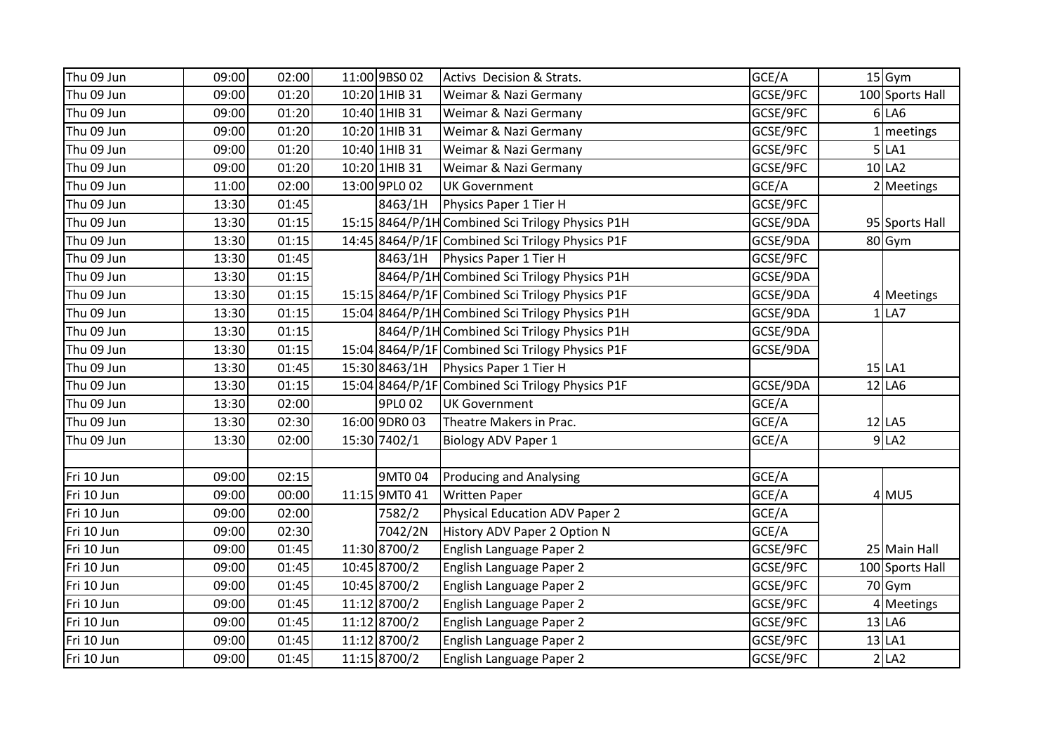| | | | | | | | | |
|---|---|---|---|---|---|---|---|---|
| Thu 09 Jun | 09:00 | 02:00 | 11:00 | 9BS0 02 | Activs Decision & Strats. | GCE/A | 15 | Gym |
| Thu 09 Jun | 09:00 | 01:20 | 10:20 | 1HIB 31 | Weimar & Nazi Germany | GCSE/9FC | 100 | Sports Hall |
| Thu 09 Jun | 09:00 | 01:20 | 10:40 | 1HIB 31 | Weimar & Nazi Germany | GCSE/9FC | 6 | LA6 |
| Thu 09 Jun | 09:00 | 01:20 | 10:20 | 1HIB 31 | Weimar & Nazi Germany | GCSE/9FC | 1 | meetings |
| Thu 09 Jun | 09:00 | 01:20 | 10:40 | 1HIB 31 | Weimar & Nazi Germany | GCSE/9FC | 5 | LA1 |
| Thu 09 Jun | 09:00 | 01:20 | 10:20 | 1HIB 31 | Weimar & Nazi Germany | GCSE/9FC | 10 | LA2 |
| Thu 09 Jun | 11:00 | 02:00 | 13:00 | 9PL0 02 | UK Government | GCE/A | 2 | Meetings |
| Thu 09 Jun | 13:30 | 01:45 | | 8463/1H | Physics Paper 1 Tier H | GCSE/9FC | | |
| Thu 09 Jun | 13:30 | 01:15 | 15:15 | 8464/P/1H | Combined Sci Trilogy Physics P1H | GCSE/9DA | 95 | Sports Hall |
| Thu 09 Jun | 13:30 | 01:15 | 14:45 | 8464/P/1F | Combined Sci Trilogy Physics P1F | GCSE/9DA | 80 | Gym |
| Thu 09 Jun | 13:30 | 01:45 | | 8463/1H | Physics Paper 1 Tier H | GCSE/9FC | | |
| Thu 09 Jun | 13:30 | 01:15 | | 8464/P/1H | Combined Sci Trilogy Physics P1H | GCSE/9DA | | |
| Thu 09 Jun | 13:30 | 01:15 | 15:15 | 8464/P/1F | Combined Sci Trilogy Physics P1F | GCSE/9DA | 4 | Meetings |
| Thu 09 Jun | 13:30 | 01:15 | 15:04 | 8464/P/1H | Combined Sci Trilogy Physics P1H | GCSE/9DA | 1 | LA7 |
| Thu 09 Jun | 13:30 | 01:15 | | 8464/P/1H | Combined Sci Trilogy Physics P1H | GCSE/9DA | | |
| Thu 09 Jun | 13:30 | 01:15 | 15:04 | 8464/P/1F | Combined Sci Trilogy Physics P1F | GCSE/9DA | | |
| Thu 09 Jun | 13:30 | 01:45 | 15:30 | 8463/1H | Physics Paper 1 Tier H | | 15 | LA1 |
| Thu 09 Jun | 13:30 | 01:15 | 15:04 | 8464/P/1F | Combined Sci Trilogy Physics P1F | GCSE/9DA | 12 | LA6 |
| Thu 09 Jun | 13:30 | 02:00 | | 9PL0 02 | UK Government | GCE/A | | |
| Thu 09 Jun | 13:30 | 02:30 | 16:00 | 9DR0 03 | Theatre Makers in Prac. | GCE/A | 12 | LA5 |
| Thu 09 Jun | 13:30 | 02:00 | 15:30 | 7402/1 | Biology ADV Paper 1 | GCE/A | 9 | LA2 |
| | | | | | | | | |
| Fri 10 Jun | 09:00 | 02:15 | | 9MT0 04 | Producing and Analysing | GCE/A | | |
| Fri 10 Jun | 09:00 | 00:00 | 11:15 | 9MT0 41 | Written Paper | GCE/A | 4 | MU5 |
| Fri 10 Jun | 09:00 | 02:00 | | 7582/2 | Physical Education ADV Paper 2 | GCE/A | | |
| Fri 10 Jun | 09:00 | 02:30 | | 7042/2N | History ADV Paper 2 Option N | GCE/A | | |
| Fri 10 Jun | 09:00 | 01:45 | 11:30 | 8700/2 | English Language Paper 2 | GCSE/9FC | 25 | Main Hall |
| Fri 10 Jun | 09:00 | 01:45 | 10:45 | 8700/2 | English Language Paper 2 | GCSE/9FC | 100 | Sports Hall |
| Fri 10 Jun | 09:00 | 01:45 | 10:45 | 8700/2 | English Language Paper 2 | GCSE/9FC | 70 | Gym |
| Fri 10 Jun | 09:00 | 01:45 | 11:12 | 8700/2 | English Language Paper 2 | GCSE/9FC | 4 | Meetings |
| Fri 10 Jun | 09:00 | 01:45 | 11:12 | 8700/2 | English Language Paper 2 | GCSE/9FC | 13 | LA6 |
| Fri 10 Jun | 09:00 | 01:45 | 11:12 | 8700/2 | English Language Paper 2 | GCSE/9FC | 13 | LA1 |
| Fri 10 Jun | 09:00 | 01:45 | 11:15 | 8700/2 | English Language Paper 2 | GCSE/9FC | 2 | LA2 |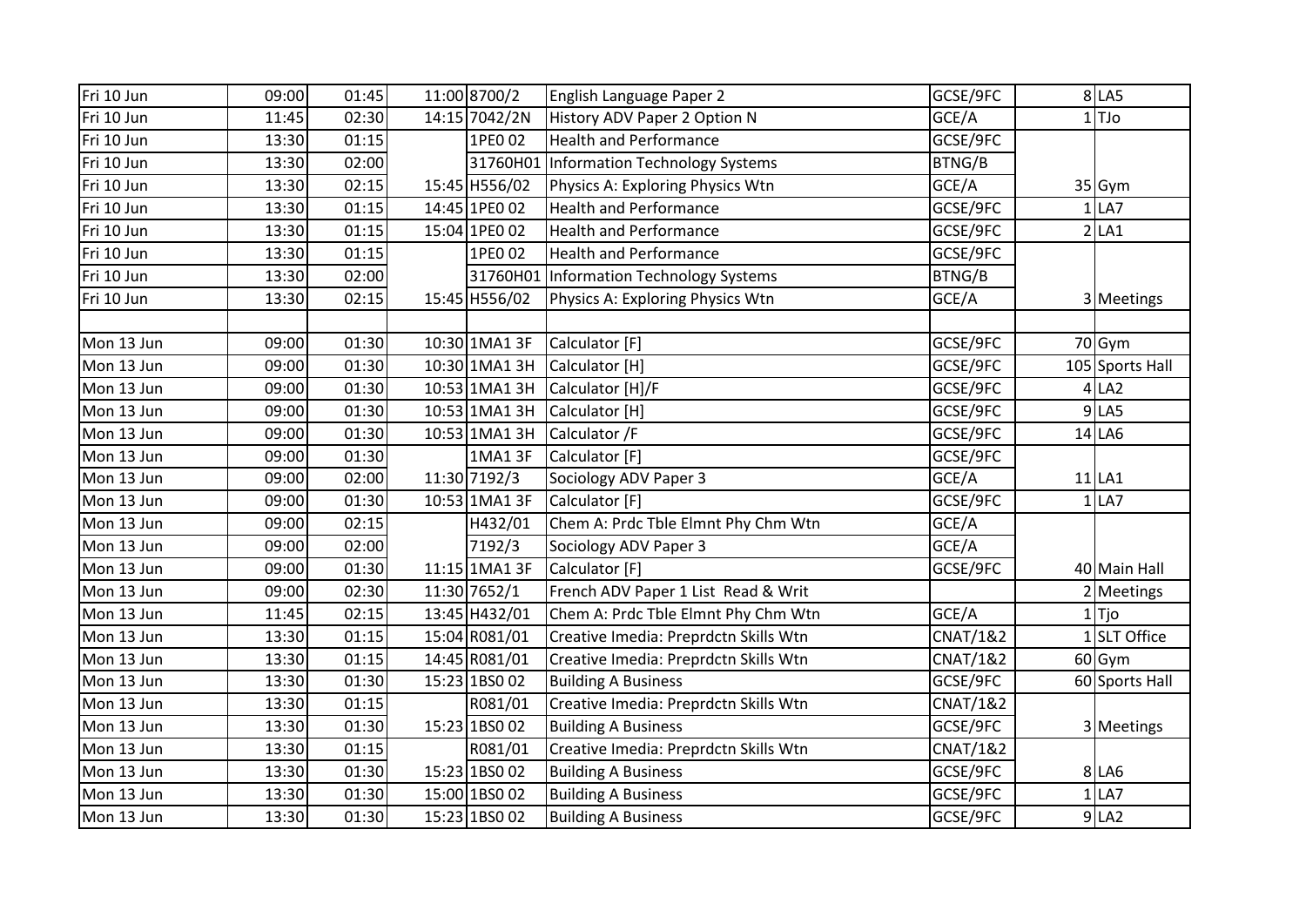| | | | | | | | | |
|---|---|---|---|---|---|---|---|---|
| Fri 10 Jun | 09:00 | 01:45 | 11:00 | 8700/2 | English Language Paper 2 | GCSE/9FC | 8 | LA5 |
| Fri 10 Jun | 11:45 | 02:30 | 14:15 | 7042/2N | History ADV Paper 2 Option N | GCE/A | 1 | TJo |
| Fri 10 Jun | 13:30 | 01:15 | | 1PE0 02 | Health and Performance | GCSE/9FC | | |
| Fri 10 Jun | 13:30 | 02:00 | | 31760H01 | Information Technology Systems | BTNG/B | | |
| Fri 10 Jun | 13:30 | 02:15 | 15:45 | H556/02 | Physics A: Exploring Physics Wtn | GCE/A | 35 | Gym |
| Fri 10 Jun | 13:30 | 01:15 | 14:45 | 1PE0 02 | Health and Performance | GCSE/9FC | 1 | LA7 |
| Fri 10 Jun | 13:30 | 01:15 | 15:04 | 1PE0 02 | Health and Performance | GCSE/9FC | 2 | LA1 |
| Fri 10 Jun | 13:30 | 01:15 | | 1PE0 02 | Health and Performance | GCSE/9FC | | |
| Fri 10 Jun | 13:30 | 02:00 | | 31760H01 | Information Technology Systems | BTNG/B | | |
| Fri 10 Jun | 13:30 | 02:15 | 15:45 | H556/02 | Physics A: Exploring Physics Wtn | GCE/A | 3 | Meetings |
| | | | | | | | | |
| Mon 13 Jun | 09:00 | 01:30 | 10:30 | 1MA1 3F | Calculator [F] | GCSE/9FC | 70 | Gym |
| Mon 13 Jun | 09:00 | 01:30 | 10:30 | 1MA1 3H | Calculator [H] | GCSE/9FC | 105 | Sports Hall |
| Mon 13 Jun | 09:00 | 01:30 | 10:53 | 1MA1 3H | Calculator [H]/F | GCSE/9FC | 4 | LA2 |
| Mon 13 Jun | 09:00 | 01:30 | 10:53 | 1MA1 3H | Calculator [H] | GCSE/9FC | 9 | LA5 |
| Mon 13 Jun | 09:00 | 01:30 | 10:53 | 1MA1 3H | Calculator /F | GCSE/9FC | 14 | LA6 |
| Mon 13 Jun | 09:00 | 01:30 | | 1MA1 3F | Calculator [F] | GCSE/9FC | | |
| Mon 13 Jun | 09:00 | 02:00 | 11:30 | 7192/3 | Sociology ADV Paper 3 | GCE/A | 11 | LA1 |
| Mon 13 Jun | 09:00 | 01:30 | 10:53 | 1MA1 3F | Calculator [F] | GCSE/9FC | 1 | LA7 |
| Mon 13 Jun | 09:00 | 02:15 | | H432/01 | Chem A: Prdc Tble Elmnt Phy Chm Wtn | GCE/A | | |
| Mon 13 Jun | 09:00 | 02:00 | | 7192/3 | Sociology ADV Paper 3 | GCE/A | | |
| Mon 13 Jun | 09:00 | 01:30 | 11:15 | 1MA1 3F | Calculator [F] | GCSE/9FC | 40 | Main Hall |
| Mon 13 Jun | 09:00 | 02:30 | 11:30 | 7652/1 | French ADV Paper 1 List Read & Writ | | 2 | Meetings |
| Mon 13 Jun | 11:45 | 02:15 | 13:45 | H432/01 | Chem A: Prdc Tble Elmnt Phy Chm Wtn | GCE/A | 1 | Tjo |
| Mon 13 Jun | 13:30 | 01:15 | 15:04 | R081/01 | Creative Imedia: Preprdctn Skills Wtn | CNAT/1&2 | 1 | SLT Office |
| Mon 13 Jun | 13:30 | 01:15 | 14:45 | R081/01 | Creative Imedia: Preprdctn Skills Wtn | CNAT/1&2 | 60 | Gym |
| Mon 13 Jun | 13:30 | 01:30 | 15:23 | 1BS0 02 | Building A Business | GCSE/9FC | 60 | Sports Hall |
| Mon 13 Jun | 13:30 | 01:15 | | R081/01 | Creative Imedia: Preprdctn Skills Wtn | CNAT/1&2 | | |
| Mon 13 Jun | 13:30 | 01:30 | 15:23 | 1BS0 02 | Building A Business | GCSE/9FC | 3 | Meetings |
| Mon 13 Jun | 13:30 | 01:15 | | R081/01 | Creative Imedia: Preprdctn Skills Wtn | CNAT/1&2 | | |
| Mon 13 Jun | 13:30 | 01:30 | 15:23 | 1BS0 02 | Building A Business | GCSE/9FC | 8 | LA6 |
| Mon 13 Jun | 13:30 | 01:30 | 15:00 | 1BS0 02 | Building A Business | GCSE/9FC | 1 | LA7 |
| Mon 13 Jun | 13:30 | 01:30 | 15:23 | 1BS0 02 | Building A Business | GCSE/9FC | 9 | LA2 |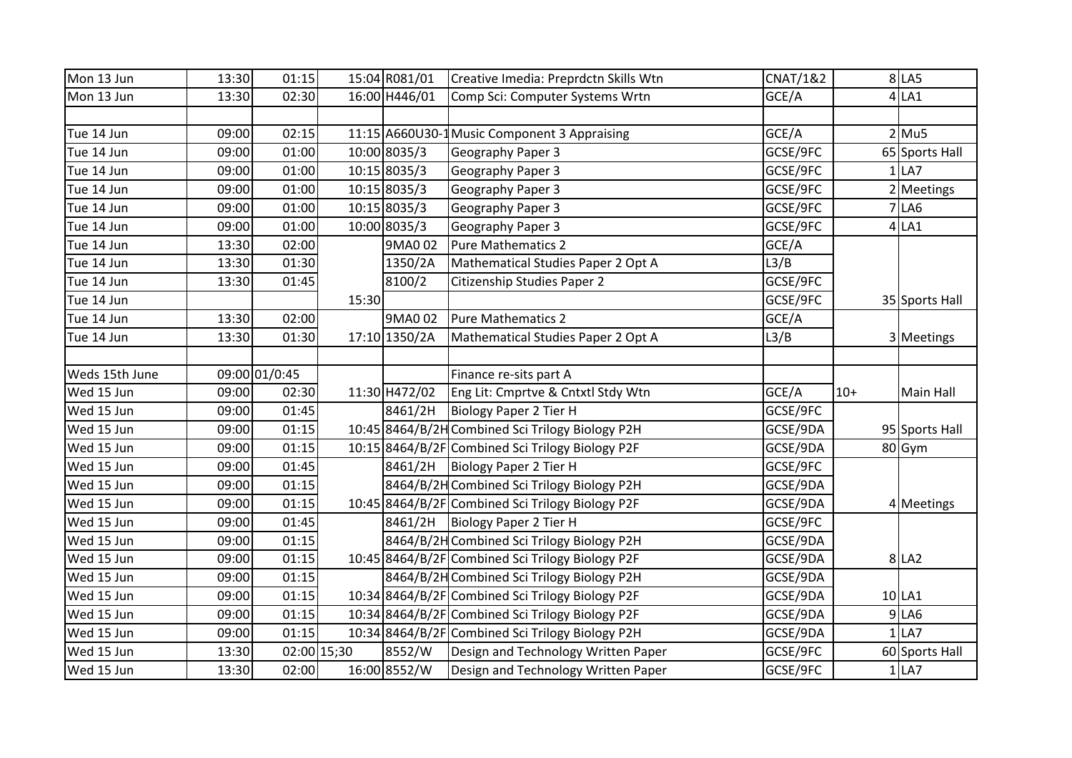| | | | | | | | | |
|---|---|---|---|---|---|---|---|---|
| Mon 13 Jun | 13:30 | 01:15 | 15:04 | R081/01 | Creative Imedia: Preprdctn Skills Wtn | CNAT/1&2 | 8 | LA5 |
| Mon 13 Jun | 13:30 | 02:30 | 16:00 | H446/01 | Comp Sci: Computer Systems Wrtn | GCE/A | 4 | LA1 |
| | | | | | | | | |
| Tue 14 Jun | 09:00 | 02:15 | 11:15 | A660U30-1 | Music Component 3 Appraising | GCE/A | 2 | Mu5 |
| Tue 14 Jun | 09:00 | 01:00 | 10:00 | 8035/3 | Geography Paper 3 | GCSE/9FC | 65 | Sports Hall |
| Tue 14 Jun | 09:00 | 01:00 | 10:15 | 8035/3 | Geography Paper 3 | GCSE/9FC | 1 | LA7 |
| Tue 14 Jun | 09:00 | 01:00 | 10:15 | 8035/3 | Geography Paper 3 | GCSE/9FC | 2 | Meetings |
| Tue 14 Jun | 09:00 | 01:00 | 10:15 | 8035/3 | Geography Paper 3 | GCSE/9FC | 7 | LA6 |
| Tue 14 Jun | 09:00 | 01:00 | 10:00 | 8035/3 | Geography Paper 3 | GCSE/9FC | 4 | LA1 |
| Tue 14 Jun | 13:30 | 02:00 | | 9MA0 02 | Pure Mathematics 2 | GCE/A | | |
| Tue 14 Jun | 13:30 | 01:30 | | 1350/2A | Mathematical Studies Paper 2 Opt A | L3/B | | |
| Tue 14 Jun | 13:30 | 01:45 | | 8100/2 | Citizenship Studies Paper 2 | GCSE/9FC | | |
| Tue 14 Jun | | | 15:30 | | | GCSE/9FC | 35 | Sports Hall |
| Tue 14 Jun | 13:30 | 02:00 | | 9MA0 02 | Pure Mathematics 2 | GCE/A | | |
| Tue 14 Jun | 13:30 | 01:30 | 17:10 | 1350/2A | Mathematical Studies Paper 2 Opt A | L3/B | 3 | Meetings |
| | | | | | | | | |
| Weds 15th June | 09:00 | 01/0:45 | | | Finance re-sits part A | | | |
| Wed 15 Jun | 09:00 | 02:30 | 11:30 | H472/02 | Eng Lit: Cmprtve & Cntxtl Stdy Wtn | GCE/A | 10+ | Main Hall |
| Wed 15 Jun | 09:00 | 01:45 | | 8461/2H | Biology Paper 2 Tier H | GCSE/9FC | | |
| Wed 15 Jun | 09:00 | 01:15 | 10:45 | 8464/B/2H | Combined Sci Trilogy Biology P2H | GCSE/9DA | 95 | Sports Hall |
| Wed 15 Jun | 09:00 | 01:15 | 10:15 | 8464/B/2F | Combined Sci Trilogy Biology P2F | GCSE/9DA | 80 | Gym |
| Wed 15 Jun | 09:00 | 01:45 | | 8461/2H | Biology Paper 2 Tier H | GCSE/9FC | | |
| Wed 15 Jun | 09:00 | 01:15 | | 8464/B/2H | Combined Sci Trilogy Biology P2H | GCSE/9DA | | |
| Wed 15 Jun | 09:00 | 01:15 | 10:45 | 8464/B/2F | Combined Sci Trilogy Biology P2F | GCSE/9DA | 4 | Meetings |
| Wed 15 Jun | 09:00 | 01:45 | | 8461/2H | Biology Paper 2 Tier H | GCSE/9FC | | |
| Wed 15 Jun | 09:00 | 01:15 | | 8464/B/2H | Combined Sci Trilogy Biology P2H | GCSE/9DA | | |
| Wed 15 Jun | 09:00 | 01:15 | 10:45 | 8464/B/2F | Combined Sci Trilogy Biology P2F | GCSE/9DA | 8 | LA2 |
| Wed 15 Jun | 09:00 | 01:15 | | 8464/B/2H | Combined Sci Trilogy Biology P2H | GCSE/9DA | | |
| Wed 15 Jun | 09:00 | 01:15 | 10:34 | 8464/B/2F | Combined Sci Trilogy Biology P2F | GCSE/9DA | 10 | LA1 |
| Wed 15 Jun | 09:00 | 01:15 | 10:34 | 8464/B/2F | Combined Sci Trilogy Biology P2F | GCSE/9DA | 9 | LA6 |
| Wed 15 Jun | 09:00 | 01:15 | 10:34 | 8464/B/2F | Combined Sci Trilogy Biology P2H | GCSE/9DA | 1 | LA7 |
| Wed 15 Jun | 13:30 | 02:00 | 15;30 | 8552/W | Design and Technology Written Paper | GCSE/9FC | 60 | Sports Hall |
| Wed 15 Jun | 13:30 | 02:00 | 16:00 | 8552/W | Design and Technology Written Paper | GCSE/9FC | 1 | LA7 |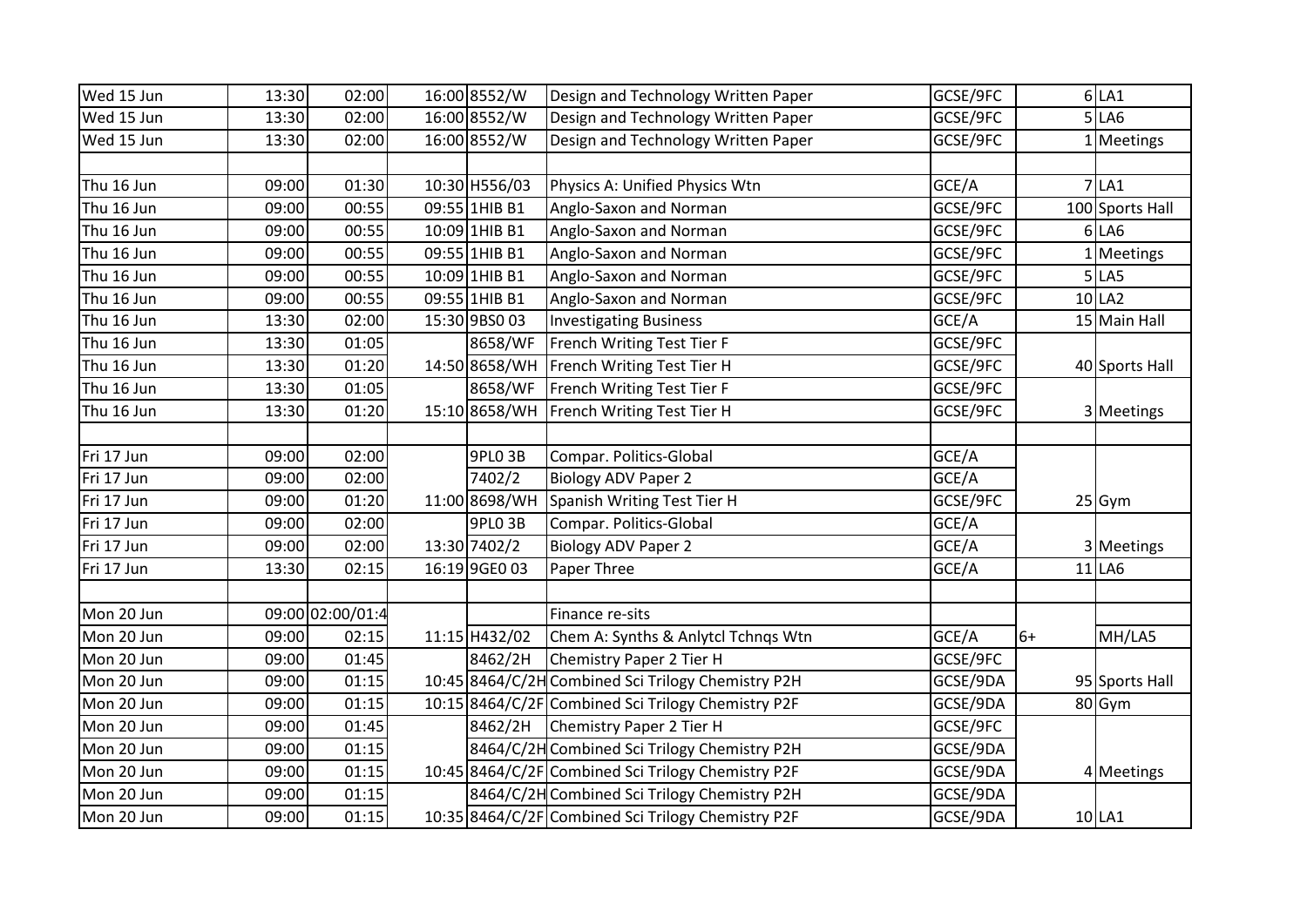| | | | | | | | | |
|---|---|---|---|---|---|---|---|---|
| Wed 15 Jun | 13:30 | 02:00 | 16:00 | 8552/W | Design and Technology Written Paper | GCSE/9FC | 6 | LA1 |
| Wed 15 Jun | 13:30 | 02:00 | 16:00 | 8552/W | Design and Technology Written Paper | GCSE/9FC | 5 | LA6 |
| Wed 15 Jun | 13:30 | 02:00 | 16:00 | 8552/W | Design and Technology Written Paper | GCSE/9FC | 1 | Meetings |
| | | | | | | | | |
| Thu 16 Jun | 09:00 | 01:30 | 10:30 | H556/03 | Physics A: Unified Physics Wtn | GCE/A | 7 | LA1 |
| Thu 16 Jun | 09:00 | 00:55 | 09:55 | 1HIB B1 | Anglo-Saxon and Norman | GCSE/9FC | 100 | Sports Hall |
| Thu 16 Jun | 09:00 | 00:55 | 10:09 | 1HIB B1 | Anglo-Saxon and Norman | GCSE/9FC | 6 | LA6 |
| Thu 16 Jun | 09:00 | 00:55 | 09:55 | 1HIB B1 | Anglo-Saxon and Norman | GCSE/9FC | 1 | Meetings |
| Thu 16 Jun | 09:00 | 00:55 | 10:09 | 1HIB B1 | Anglo-Saxon and Norman | GCSE/9FC | 5 | LA5 |
| Thu 16 Jun | 09:00 | 00:55 | 09:55 | 1HIB B1 | Anglo-Saxon and Norman | GCSE/9FC | 10 | LA2 |
| Thu 16 Jun | 13:30 | 02:00 | 15:30 | 9BS0 03 | Investigating Business | GCE/A | 15 | Main Hall |
| Thu 16 Jun | 13:30 | 01:05 | | 8658/WF | French Writing Test Tier F | GCSE/9FC | | |
| Thu 16 Jun | 13:30 | 01:20 | 14:50 | 8658/WH | French Writing Test Tier H | GCSE/9FC | 40 | Sports Hall |
| Thu 16 Jun | 13:30 | 01:05 | | 8658/WF | French Writing Test Tier F | GCSE/9FC | | |
| Thu 16 Jun | 13:30 | 01:20 | 15:10 | 8658/WH | French Writing Test Tier H | GCSE/9FC | 3 | Meetings |
| | | | | | | | | |
| Fri 17 Jun | 09:00 | 02:00 | | 9PL0 3B | Compar. Politics-Global | GCE/A | | |
| Fri 17 Jun | 09:00 | 02:00 | | 7402/2 | Biology ADV Paper 2 | GCE/A | | |
| Fri 17 Jun | 09:00 | 01:20 | 11:00 | 8698/WH | Spanish Writing Test Tier H | GCSE/9FC | 25 | Gym |
| Fri 17 Jun | 09:00 | 02:00 | | 9PL0 3B | Compar. Politics-Global | GCE/A | | |
| Fri 17 Jun | 09:00 | 02:00 | 13:30 | 7402/2 | Biology ADV Paper 2 | GCE/A | 3 | Meetings |
| Fri 17 Jun | 13:30 | 02:15 | 16:19 | 9GE0 03 | Paper Three | GCE/A | 11 | LA6 |
| | | | | | | | | |
| Mon 20 Jun | 09:00 | 02:00/01:4 | | | Finance re-sits | | | |
| Mon 20 Jun | 09:00 | 02:15 | 11:15 | H432/02 | Chem A: Synths & Anlytcl Tchnqs Wtn | GCE/A | 6+ | MH/LA5 |
| Mon 20 Jun | 09:00 | 01:45 | | 8462/2H | Chemistry Paper 2 Tier H | GCSE/9FC | | |
| Mon 20 Jun | 09:00 | 01:15 | 10:45 | 8464/C/2H | Combined Sci Trilogy Chemistry P2H | GCSE/9DA | 95 | Sports Hall |
| Mon 20 Jun | 09:00 | 01:15 | 10:15 | 8464/C/2F | Combined Sci Trilogy Chemistry P2F | GCSE/9DA | 80 | Gym |
| Mon 20 Jun | 09:00 | 01:45 | | 8462/2H | Chemistry Paper 2 Tier H | GCSE/9FC | | |
| Mon 20 Jun | 09:00 | 01:15 | | 8464/C/2H | Combined Sci Trilogy Chemistry P2H | GCSE/9DA | | |
| Mon 20 Jun | 09:00 | 01:15 | 10:45 | 8464/C/2F | Combined Sci Trilogy Chemistry P2F | GCSE/9DA | 4 | Meetings |
| Mon 20 Jun | 09:00 | 01:15 | | 8464/C/2H | Combined Sci Trilogy Chemistry P2H | GCSE/9DA | | |
| Mon 20 Jun | 09:00 | 01:15 | 10:35 | 8464/C/2F | Combined Sci Trilogy Chemistry P2F | GCSE/9DA | 10 | LA1 |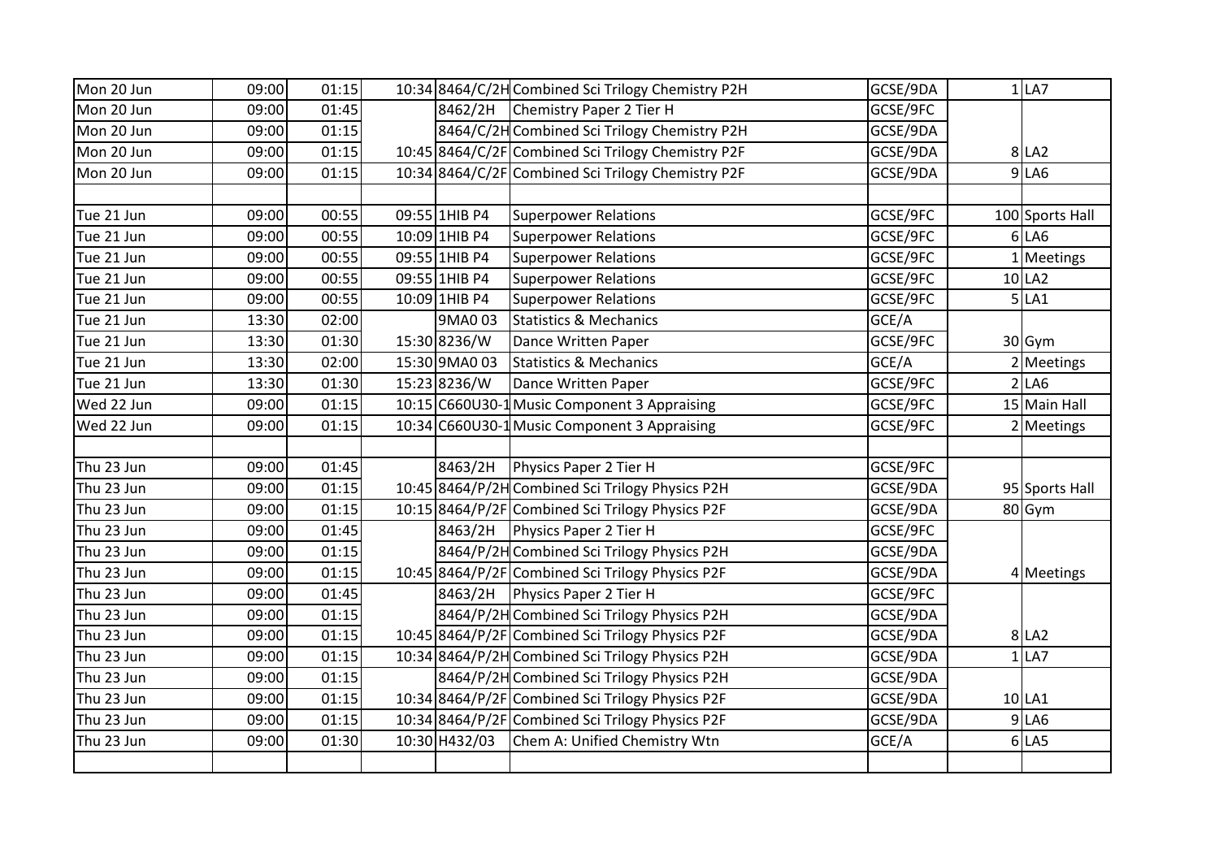| | | | | | | | | |
|---|---|---|---|---|---|---|---|---|
| Mon 20 Jun | 09:00 | 01:15 | 10:34 | 8464/C/2H | Combined Sci Trilogy Chemistry P2H | GCSE/9DA | 1 | LA7 |
| Mon 20 Jun | 09:00 | 01:45 | | 8462/2H | Chemistry Paper 2 Tier H | GCSE/9FC | | |
| Mon 20 Jun | 09:00 | 01:15 | | 8464/C/2H | Combined Sci Trilogy Chemistry P2H | GCSE/9DA | | |
| Mon 20 Jun | 09:00 | 01:15 | 10:45 | 8464/C/2F | Combined Sci Trilogy Chemistry P2F | GCSE/9DA | 8 | LA2 |
| Mon 20 Jun | 09:00 | 01:15 | 10:34 | 8464/C/2F | Combined Sci Trilogy Chemistry P2F | GCSE/9DA | 9 | LA6 |
| | | | | | | | | |
| Tue 21 Jun | 09:00 | 00:55 | 09:55 | 1HIB P4 | Superpower Relations | GCSE/9FC | 100 | Sports Hall |
| Tue 21 Jun | 09:00 | 00:55 | 10:09 | 1HIB P4 | Superpower Relations | GCSE/9FC | 6 | LA6 |
| Tue 21 Jun | 09:00 | 00:55 | 09:55 | 1HIB P4 | Superpower Relations | GCSE/9FC | 1 | Meetings |
| Tue 21 Jun | 09:00 | 00:55 | 09:55 | 1HIB P4 | Superpower Relations | GCSE/9FC | 10 | LA2 |
| Tue 21 Jun | 09:00 | 00:55 | 10:09 | 1HIB P4 | Superpower Relations | GCSE/9FC | 5 | LA1 |
| Tue 21 Jun | 13:30 | 02:00 | | 9MA0 03 | Statistics & Mechanics | GCE/A | | |
| Tue 21 Jun | 13:30 | 01:30 | 15:30 | 8236/W | Dance Written Paper | GCSE/9FC | 30 | Gym |
| Tue 21 Jun | 13:30 | 02:00 | 15:30 | 9MA0 03 | Statistics & Mechanics | GCE/A | 2 | Meetings |
| Tue 21 Jun | 13:30 | 01:30 | 15:23 | 8236/W | Dance Written Paper | GCSE/9FC | 2 | LA6 |
| Wed 22 Jun | 09:00 | 01:15 | 10:15 | C660U30-1 | Music Component 3 Appraising | GCSE/9FC | 15 | Main Hall |
| Wed 22 Jun | 09:00 | 01:15 | 10:34 | C660U30-1 | Music Component 3 Appraising | GCSE/9FC | 2 | Meetings |
| | | | | | | | | |
| Thu 23 Jun | 09:00 | 01:45 | | 8463/2H | Physics Paper 2 Tier H | GCSE/9FC | | |
| Thu 23 Jun | 09:00 | 01:15 | 10:45 | 8464/P/2H | Combined Sci Trilogy Physics P2H | GCSE/9DA | 95 | Sports Hall |
| Thu 23 Jun | 09:00 | 01:15 | 10:15 | 8464/P/2F | Combined Sci Trilogy Physics P2F | GCSE/9DA | 80 | Gym |
| Thu 23 Jun | 09:00 | 01:45 | | 8463/2H | Physics Paper 2 Tier H | GCSE/9FC | | |
| Thu 23 Jun | 09:00 | 01:15 | | 8464/P/2H | Combined Sci Trilogy Physics P2H | GCSE/9DA | | |
| Thu 23 Jun | 09:00 | 01:15 | 10:45 | 8464/P/2F | Combined Sci Trilogy Physics P2F | GCSE/9DA | 4 | Meetings |
| Thu 23 Jun | 09:00 | 01:45 | | 8463/2H | Physics Paper 2 Tier H | GCSE/9FC | | |
| Thu 23 Jun | 09:00 | 01:15 | | 8464/P/2H | Combined Sci Trilogy Physics P2H | GCSE/9DA | | |
| Thu 23 Jun | 09:00 | 01:15 | 10:45 | 8464/P/2F | Combined Sci Trilogy Physics P2F | GCSE/9DA | 8 | LA2 |
| Thu 23 Jun | 09:00 | 01:15 | 10:34 | 8464/P/2H | Combined Sci Trilogy Physics P2H | GCSE/9DA | 1 | LA7 |
| Thu 23 Jun | 09:00 | 01:15 | | 8464/P/2H | Combined Sci Trilogy Physics P2H | GCSE/9DA | | |
| Thu 23 Jun | 09:00 | 01:15 | 10:34 | 8464/P/2F | Combined Sci Trilogy Physics P2F | GCSE/9DA | 10 | LA1 |
| Thu 23 Jun | 09:00 | 01:15 | 10:34 | 8464/P/2F | Combined Sci Trilogy Physics P2F | GCSE/9DA | 9 | LA6 |
| Thu 23 Jun | 09:00 | 01:30 | 10:30 | H432/03 | Chem A: Unified Chemistry Wtn | GCE/A | 6 | LA5 |
| | | | | | | | | |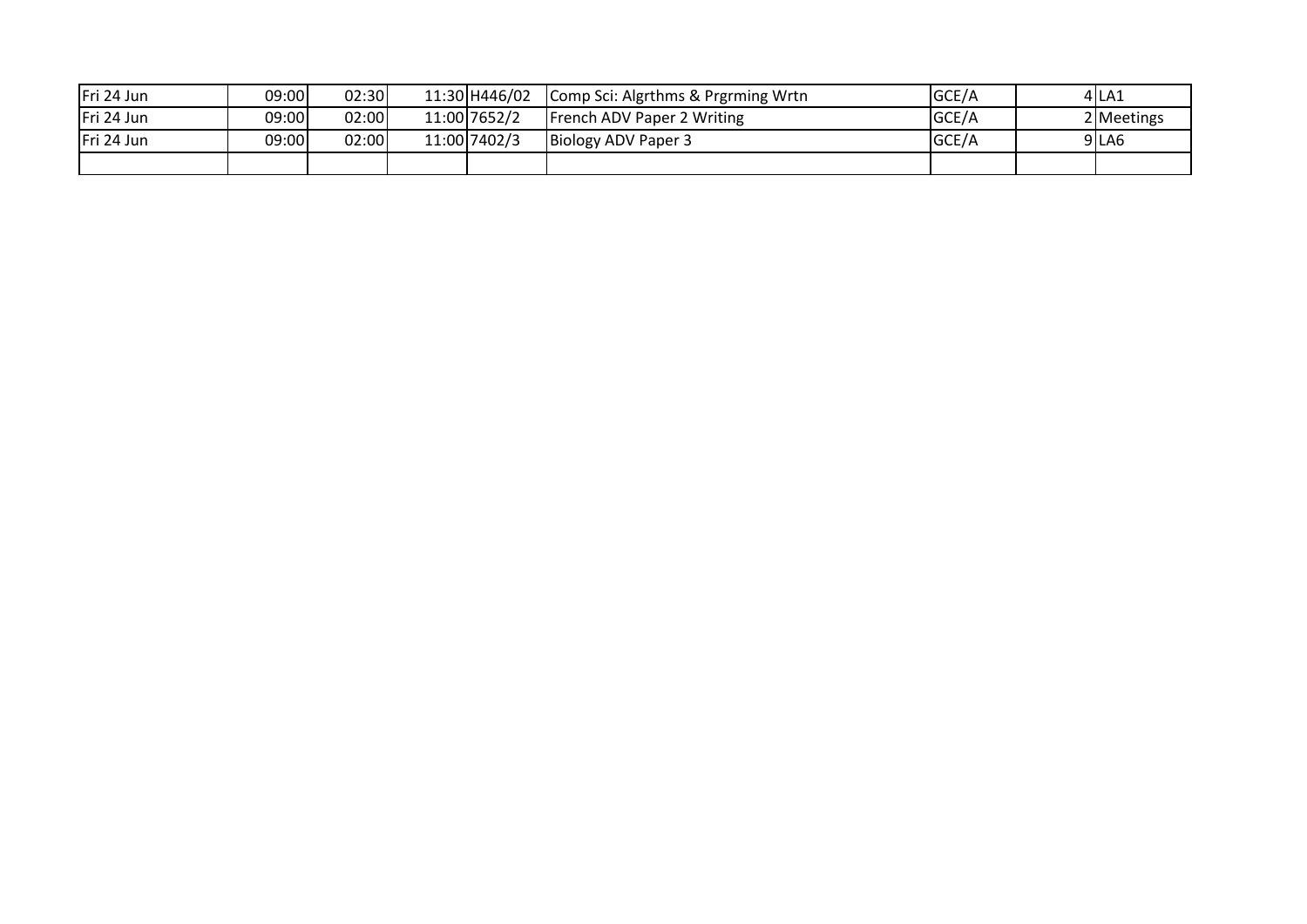| | | | | | | | | |
|---|---|---|---|---|---|---|---|---|
| Fri 24 Jun | 09:00 | 02:30 | 11:30 | H446/02 | Comp Sci: Algrthms & Prgrming Wrtn | GCE/A | 4 | LA1 |
| Fri 24 Jun | 09:00 | 02:00 | 11:00 | 7652/2 | French ADV Paper 2 Writing | GCE/A | 2 | Meetings |
| Fri 24 Jun | 09:00 | 02:00 | 11:00 | 7402/3 | Biology ADV Paper 3 | GCE/A | 9 | LA6 |
| | | | | | | | | |